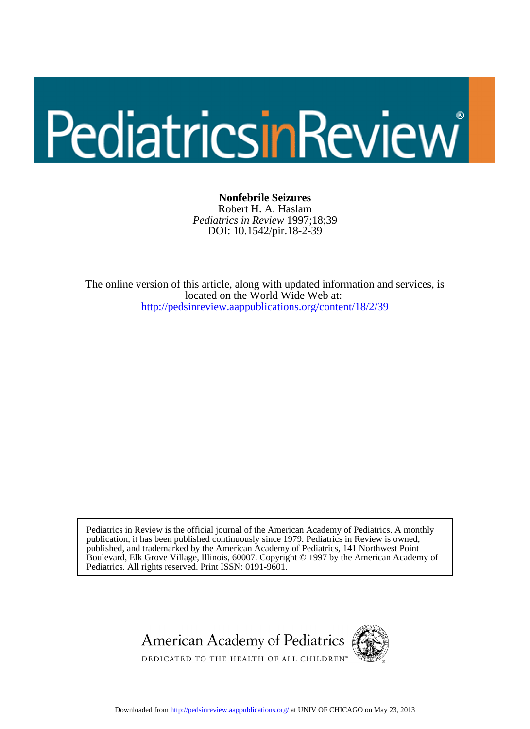# Nonfebrile Seizures

Robert H. A. Haslam

*Pediatrics in Review* 1997;18;39

DOI: 10.1542/pir.18-2-39

The online version of this article, along with updated information and services, is located on the World Wide Web at:

http://pedsinreview.aappublications.org/content/18/2/39

Pediatrics in Review is the official journal of the American Academy of Pediatrics. A monthly publication, it has been published continuously since 1979. Pediatrics in Review is owned, published, and trademarked by the American Academy of Pediatrics, 141 Northwest Point Boulevard, Elk Grove Village, Illinois, 60007. Copyright © 1997 by the American Academy of Pediatrics. All rights reserved. Print ISSN: 0191-9601.

Downloaded from http://pedsinreview.aappublications.org/ at UNIV OF CHICAGO on May 23, 2013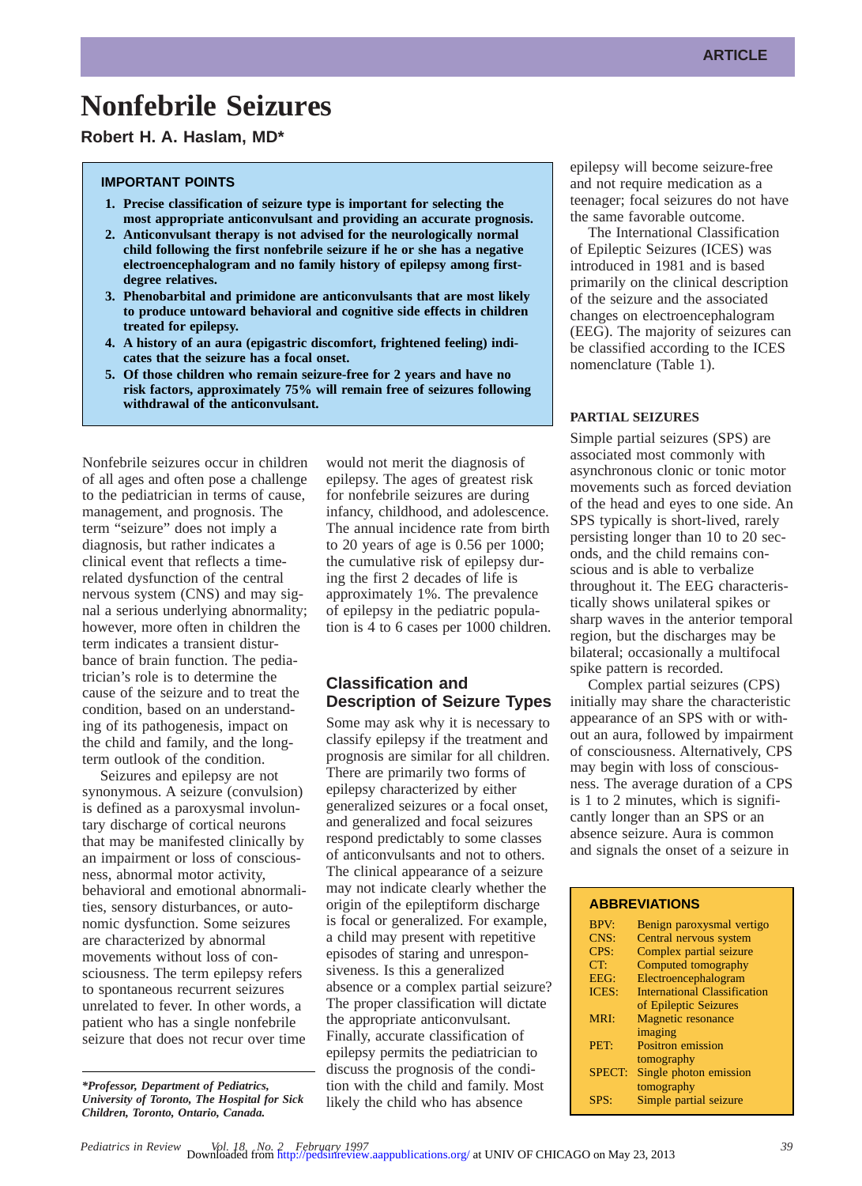# Nonfebrile Seizures

**Robert H. A. Haslam, MD***

**IMPORTANT POINTS**

1. **Precise classification of seizure type is important for selecting the most appropriate anticonvulsant and providing an accurate prognosis.**
2. **Anticonvulsant therapy is not advised for the neurologically normal child following the first nonfebrile seizure if he or she has a negative electroencephalogram and no family history of epilepsy among first-degree relatives.**
3. **Phenobarbital and primidone are anticonvulsants that are most likely to produce untoward behavioral and cognitive side effects in children treated for epilepsy.**
4. **A history of an aura (epigastric discomfort, frightened feeling) indicates that the seizure has a focal onset.**
5. **Of those children who remain seizure-free for 2 years and have no risk factors, approximately 75% will remain free of seizures following withdrawal of the anticonvulsant.**

Nonfebrile seizures occur in children of all ages and often pose a challenge to the pediatrician in terms of cause, management, and prognosis. The term "seizure" does not imply a diagnosis, but rather indicates a clinical event that reflects a time-related dysfunction of the central nervous system (CNS) and may signal a serious underlying abnormality; however, more often in children the term indicates a transient disturbance of brain function. The pediatrician's role is to determine the cause of the seizure and to treat the condition, based on an understanding of its pathogenesis, impact on the child and family, and the long-term outlook of the condition.

Seizures and epilepsy are not synonymous. A seizure (convulsion) is defined as a paroxysmal involuntary discharge of cortical neurons that may be manifested clinically by an impairment or loss of consciousness, abnormal motor activity, behavioral and emotional abnormalities, sensory disturbances, or autonomic dysfunction. Some seizures are characterized by abnormal movements without loss of consciousness. The term epilepsy refers to spontaneous recurrent seizures unrelated to fever. In other words, a patient who has a single nonfebrile seizure that does not recur over time would not merit the diagnosis of epilepsy. The ages of greatest risk for nonfebrile seizures are during infancy, childhood, and adolescence. The annual incidence rate from birth to 20 years of age is 0.56 per 1000; the cumulative risk of epilepsy during the first 2 decades of life is approximately 1%. The prevalence of epilepsy in the pediatric population is 4 to 6 cases per 1000 children.

## Classification and Description of Seizure Types

Some may ask why it is necessary to classify epilepsy if the treatment and prognosis are similar for all children. There are primarily two forms of epilepsy characterized by either generalized seizures or a focal onset, and generalized and focal seizures respond predictably to some classes of anticonvulsants and not to others. The clinical appearance of a seizure may not indicate clearly whether the origin of the epileptiform discharge is focal or generalized. For example, a child may present with repetitive episodes of staring and unresponsiveness. Is this a generalized absence or a complex partial seizure? The proper classification will dictate the appropriate anticonvulsant. Finally, accurate classification of epilepsy permits the pediatrician to discuss the prognosis of the condition with the child and family. Most likely the child who has absence epilepsy will become seizure-free and not require medication as a teenager; focal seizures do not have the same favorable outcome.

The International Classification of Epileptic Seizures (ICES) was introduced in 1981 and is based primarily on the clinical description of the seizure and the associated changes on electroencephalogram (EEG). The majority of seizures can be classified according to the ICES nomenclature (Table 1).

### PARTIAL SEIZURES

Simple partial seizures (SPS) are associated most commonly with asynchronous clonic or tonic motor movements such as forced deviation of the head and eyes to one side. An SPS typically is short-lived, rarely persisting longer than 10 to 20 seconds, and the child remains conscious and is able to verbalize throughout it. The EEG characteristically shows unilateral spikes or sharp waves in the anterior temporal region, but the discharges may be bilateral; occasionally a multifocal spike pattern is recorded.

Complex partial seizures (CPS) initially may share the characteristic appearance of an SPS with or without an aura, followed by impairment of consciousness. Alternatively, CPS may begin with loss of consciousness. The average duration of a CPS is 1 to 2 minutes, which is significantly longer than an SPS or an absence seizure. Aura is common and signals the onset of a seizure in

**ABBREVIATIONS**

| | |
|---|---|
| BPV: | Benign paroxysmal vertigo |
| CNS: | Central nervous system |
| CPS: | Complex partial seizure |
| CT: | Computed tomography |
| EEG: | Electroencephalogram |
| ICES: | International Classification of Epileptic Seizures |
| MRI: | Magnetic resonance imaging |
| PET: | Positron emission tomography |
| SPECT: | Single photon emission tomography |
| SPS: | Simple partial seizure |

**Professor, Department of Pediatrics, University of Toronto, The Hospital for Sick Children, Toronto, Ontario, Canada.*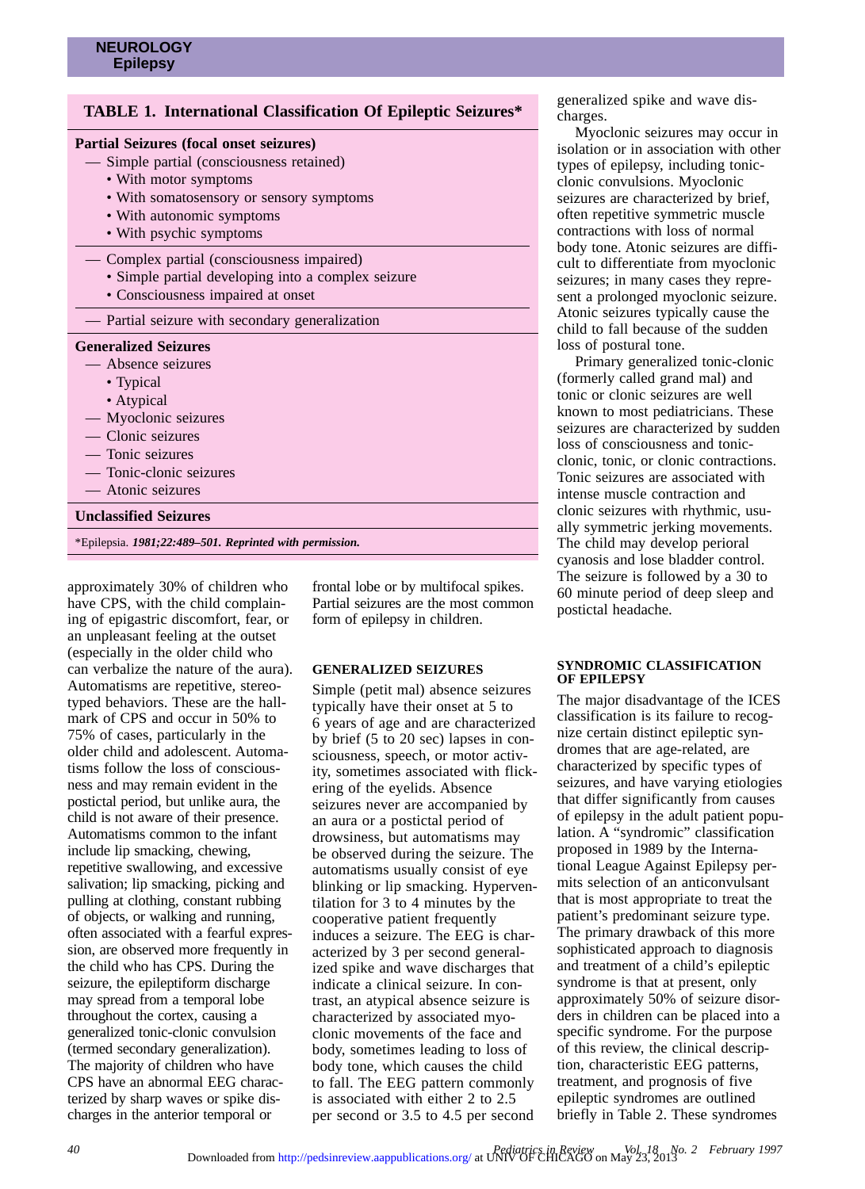**TABLE 1. International Classification Of Epileptic Seizures***

**Partial Seizures (focal onset seizures)**

- Simple partial (consciousness retained)
  - With motor symptoms
  - With somatosensory or sensory symptoms
  - With autonomic symptoms
  - With psychic symptoms
- Complex partial (consciousness impaired)
  - Simple partial developing into a complex seizure
  - Consciousness impaired at onset
- Partial seizure with secondary generalization

**Generalized Seizures**

- Absence seizures
  - Typical
  - Atypical
- Myoclonic seizures
- Clonic seizures
- Tonic seizures
- Tonic-clonic seizures
- Atonic seizures

**Unclassified Seizures**

*Epilepsia. ***1981;22:489–501. Reprinted with permission.***

approximately 30% of children who have CPS, with the child complaining of epigastric discomfort, fear, or an unpleasant feeling at the outset (especially in the older child who can verbalize the nature of the aura). Automatisms are repetitive, stereotyped behaviors. These are the hallmark of CPS and occur in 50% to 75% of cases, particularly in the older child and adolescent. Automatisms follow the loss of consciousness and may remain evident in the postictal period, but unlike aura, the child is not aware of their presence. Automatisms common to the infant include lip smacking, chewing, repetitive swallowing, and excessive salivation; lip smacking, picking and pulling at clothing, constant rubbing of objects, or walking and running, often associated with a fearful expression, are observed more frequently in the child who has CPS. During the seizure, the epileptiform discharge may spread from a temporal lobe throughout the cortex, causing a generalized tonic-clonic convulsion (termed secondary generalization). The majority of children who have CPS have an abnormal EEG characterized by sharp waves or spike discharges in the anterior temporal or frontal lobe or by multifocal spikes. Partial seizures are the most common form of epilepsy in children.

## GENERALIZED SEIZURES

Simple (petit mal) absence seizures typically have their onset at 5 to 6 years of age and are characterized by brief (5 to 20 sec) lapses in consciousness, speech, or motor activity, sometimes associated with flickering of the eyelids. Absence seizures never are accompanied by an aura or a postictal period of drowsiness, but automatisms may be observed during the seizure. The automatisms usually consist of eye blinking or lip smacking. Hyperventilation for 3 to 4 minutes by the cooperative patient frequently induces a seizure. The EEG is characterized by 3 per second generalized spike and wave discharges that indicate a clinical seizure. In contrast, an atypical absence seizure is characterized by associated myoclonic movements of the face and body, sometimes leading to loss of body tone, which causes the child to fall. The EEG pattern commonly is associated with either 2 to 2.5 per second or 3.5 to 4.5 per second generalized spike and wave discharges.

Myoclonic seizures may occur in isolation or in association with other types of epilepsy, including tonic-clonic convulsions. Myoclonic seizures are characterized by brief, often repetitive symmetric muscle contractions with loss of normal body tone. Atonic seizures are difficult to differentiate from myoclonic seizures; in many cases they represent a prolonged myoclonic seizure. Atonic seizures typically cause the child to fall because of the sudden loss of postural tone.

Primary generalized tonic-clonic (formerly called grand mal) and tonic or clonic seizures are well known to most pediatricians. These seizures are characterized by sudden loss of consciousness and tonic-clonic, tonic, or clonic contractions. Tonic seizures are associated with intense muscle contraction and clonic seizures with rhythmic, usually symmetric jerking movements. The child may develop perioral cyanosis and lose bladder control. The seizure is followed by a 30 to 60 minute period of deep sleep and postictal headache.

## SYNDROMIC CLASSIFICATION OF EPILEPSY

The major disadvantage of the ICES classification is its failure to recognize certain distinct epileptic syndromes that are age-related, are characterized by specific types of seizures, and have varying etiologies that differ significantly from causes of epilepsy in the adult patient population. A "syndromic" classification proposed in 1989 by the International League Against Epilepsy permits selection of an anticonvulsant that is most appropriate to treat the patient's predominant seizure type. The primary drawback of this more sophisticated approach to diagnosis and treatment of a child's epileptic syndrome is that at present, only approximately 50% of seizure disorders in children can be placed into a specific syndrome. For the purpose of this review, the clinical description, characteristic EEG patterns, treatment, and prognosis of five epileptic syndromes are outlined briefly in Table 2. These syndromes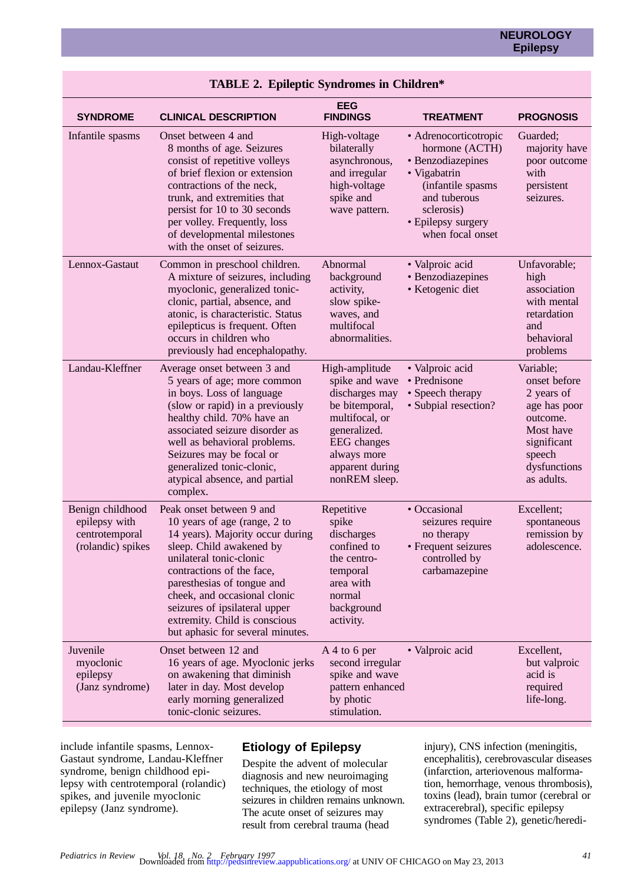**TABLE 2. Epileptic Syndromes in Children***

| SYNDROME | CLINICAL DESCRIPTION | EEG FINDINGS | TREATMENT | PROGNOSIS |
|---|---|---|---|---|
| Infantile spasms | Onset between 4 and 8 months of age. Seizures consist of repetitive volleys of brief flexion or extension contractions of the neck, trunk, and extremities that persist for 10 to 30 seconds per volley. Frequently, loss of developmental milestones with the onset of seizures. | High-voltage bilaterally asynchronous, and irregular high-voltage spike and wave pattern. | • Adrenocorticotropic hormone (ACTH) • Benzodiazepines • Vigabatrin (infantile spasms and tuberous sclerosis) • Epilepsy surgery when focal onset | Guarded; majority have poor outcome with persistent seizures. |
| Lennox-Gastaut | Common in preschool children. A mixture of seizures, including myoclonic, generalized tonic-clonic, partial, absence, and atonic, is characteristic. Status epilepticus is frequent. Often occurs in children who previously had encephalopathy. | Abnormal background activity, slow spike-waves, and multifocal abnormalities. | • Valproic acid • Benzodiazepines • Ketogenic diet | Unfavorable; high association with mental retardation and behavioral problems |
| Landau-Kleffner | Average onset between 3 and 5 years of age; more common in boys. Loss of language (slow or rapid) in a previously healthy child. 70% have an associated seizure disorder as well as behavioral problems. Seizures may be focal or generalized tonic-clonic, atypical absence, and partial complex. | High-amplitude spike and wave discharges may be bitemporal, multifocal, or generalized. EEG changes always more apparent during nonREM sleep. | • Valproic acid • Prednisone • Speech therapy • Subpial resection? | Variable; onset before 2 years of age has poor outcome. Most have significant speech dysfunctions as adults. |
| Benign childhood epilepsy with centrotemporal (rolandic) spikes | Peak onset between 9 and 10 years of age (range, 2 to 14 years). Majority occur during sleep. Child awakened by unilateral tonic-clonic contractions of the face, paresthesias of tongue and cheek, and occasional clonic seizures of ipsilateral upper extremity. Child is conscious but aphasic for several minutes. | Repetitive spike discharges confined to the centro-temporal area with normal background activity. | • Occasional seizures require no therapy • Frequent seizures controlled by carbamazepine | Excellent; spontaneous remission by adolescence. |
| Juvenile myoclonic epilepsy (Janz syndrome) | Onset between 12 and 16 years of age. Myoclonic jerks on awakening that diminish later in day. Most develop early morning generalized tonic-clonic seizures. | A 4 to 6 per second irregular spike and wave pattern enhanced by photic stimulation. | • Valproic acid | Excellent, but valproic acid is required life-long. |

include infantile spasms, Lennox-Gastaut syndrome, Landau-Kleffner syndrome, benign childhood epilepsy with centrotemporal (rolandic) spikes, and juvenile myoclonic epilepsy (Janz syndrome).

## Etiology of Epilepsy

Despite the advent of molecular diagnosis and new neuroimaging techniques, the etiology of most seizures in children remains unknown. The acute onset of seizures may result from cerebral trauma (head injury), CNS infection (meningitis, encephalitis), cerebrovascular diseases (infarction, arteriovenous malformation, hemorrhage, venous thrombosis), toxins (lead), brain tumor (cerebral or extracerebral), specific epilepsy syndromes (Table 2), genetic/heredi-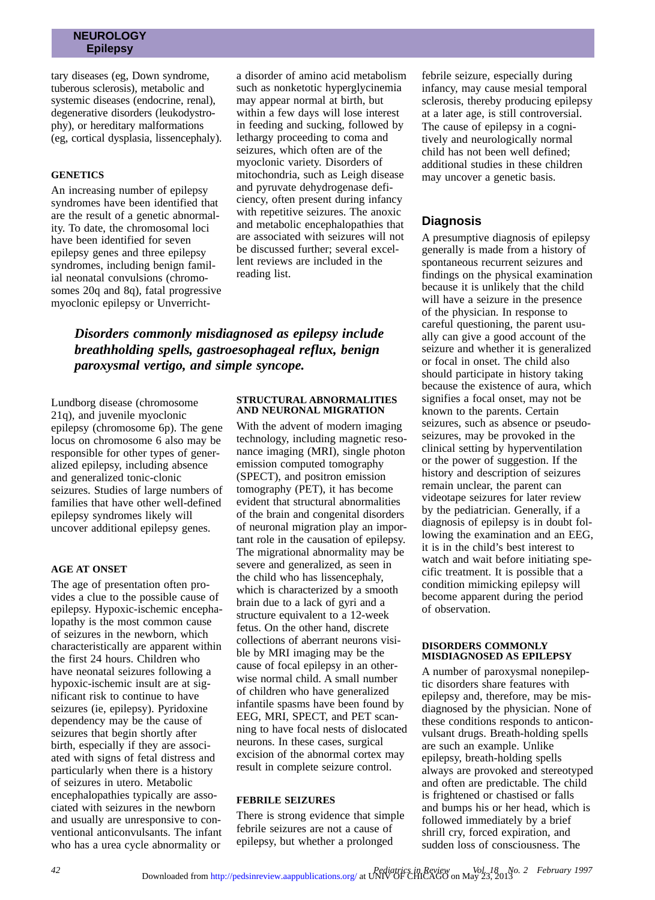tary diseases (eg, Down syndrome, tuberous sclerosis), metabolic and systemic diseases (endocrine, renal), degenerative disorders (leukodystrophy), or hereditary malformations (eg, cortical dysplasia, lissencephaly).

### GENETICS

An increasing number of epilepsy syndromes have been identified that are the result of a genetic abnormality. To date, the chromosomal loci have been identified for seven epilepsy genes and three epilepsy syndromes, including benign familial neonatal convulsions (chromosomes 20q and 8q), fatal progressive myoclonic epilepsy or Unverricht-Lundborg disease (chromosome 21q), and juvenile myoclonic epilepsy (chromosome 6p). The gene locus on chromosome 6 also may be responsible for other types of generalized epilepsy, including absence and generalized tonic-clonic seizures. Studies of large numbers of families that have other well-defined epilepsy syndromes likely will uncover additional epilepsy genes.

### AGE AT ONSET

The age of presentation often provides a clue to the possible cause of epilepsy. Hypoxic-ischemic encephalopathy is the most common cause of seizures in the newborn, which characteristically are apparent within the first 24 hours. Children who have neonatal seizures following a hypoxic-ischemic insult are at significant risk to continue to have seizures (ie, epilepsy). Pyridoxine dependency may be the cause of seizures that begin shortly after birth, especially if they are associated with signs of fetal distress and particularly when there is a history of seizures in utero. Metabolic encephalopathies typically are associated with seizures in the newborn and usually are unresponsive to conventional anticonvulsants. The infant who has a urea cycle abnormality or a disorder of amino acid metabolism such as nonketotic hyperglycinemia may appear normal at birth, but within a few days will lose interest in feeding and sucking, followed by lethargy proceeding to coma and seizures, which often are of the myoclonic variety. Disorders of mitochondria, such as Leigh disease and pyruvate dehydrogenase deficiency, often present during infancy with repetitive seizures. The anoxic and metabolic encephalopathies that are associated with seizures will not be discussed further; several excellent reviews are included in the reading list.

***Disorders commonly misdiagnosed as epilepsy include breathholding spells, gastroesophageal reflux, benign paroxysmal vertigo, and simple syncope.***

### STRUCTURAL ABNORMALITIES AND NEURONAL MIGRATION

With the advent of modern imaging technology, including magnetic resonance imaging (MRI), single photon emission computed tomography (SPECT), and positron emission tomography (PET), it has become evident that structural abnormalities of the brain and congenital disorders of neuronal migration play an important role in the causation of epilepsy. The migrational abnormality may be severe and generalized, as seen in the child who has lissencephaly, which is characterized by a smooth brain due to a lack of gyri and a structure equivalent to a 12-week fetus. On the other hand, discrete collections of aberrant neurons visible by MRI imaging may be the cause of focal epilepsy in an otherwise normal child. A small number of children who have generalized infantile spasms have been found by EEG, MRI, SPECT, and PET scanning to have focal nests of dislocated neurons. In these cases, surgical excision of the abnormal cortex may result in complete seizure control.

### FEBRILE SEIZURES

There is strong evidence that simple febrile seizures are not a cause of epilepsy, but whether a prolonged febrile seizure, especially during infancy, may cause mesial temporal sclerosis, thereby producing epilepsy at a later age, is still controversial. The cause of epilepsy in a cognitively and neurologically normal child has not been well defined; additional studies in these children may uncover a genetic basis.

## Diagnosis

A presumptive diagnosis of epilepsy generally is made from a history of spontaneous recurrent seizures and findings on the physical examination because it is unlikely that the child will have a seizure in the presence of the physician. In response to careful questioning, the parent usually can give a good account of the seizure and whether it is generalized or focal in onset. The child also should participate in history taking because the existence of aura, which signifies a focal onset, may not be known to the parents. Certain seizures, such as absence or pseudoseizures, may be provoked in the clinical setting by hyperventilation or the power of suggestion. If the history and description of seizures remain unclear, the parent can videotape seizures for later review by the pediatrician. Generally, if a diagnosis of epilepsy is in doubt following the examination and an EEG, it is in the child's best interest to watch and wait before initiating specific treatment. It is possible that a condition mimicking epilepsy will become apparent during the period of observation.

### DISORDERS COMMONLY MISDIAGNOSED AS EPILEPSY

A number of paroxysmal nonepileptic disorders share features with epilepsy and, therefore, may be misdiagnosed by the physician. None of these conditions responds to anticonvulsant drugs. Breath-holding spells are such an example. Unlike epilepsy, breath-holding spells always are provoked and stereotyped and often are predictable. The child is frightened or chastised or falls and bumps his or her head, which is followed immediately by a brief shrill cry, forced expiration, and sudden loss of consciousness. The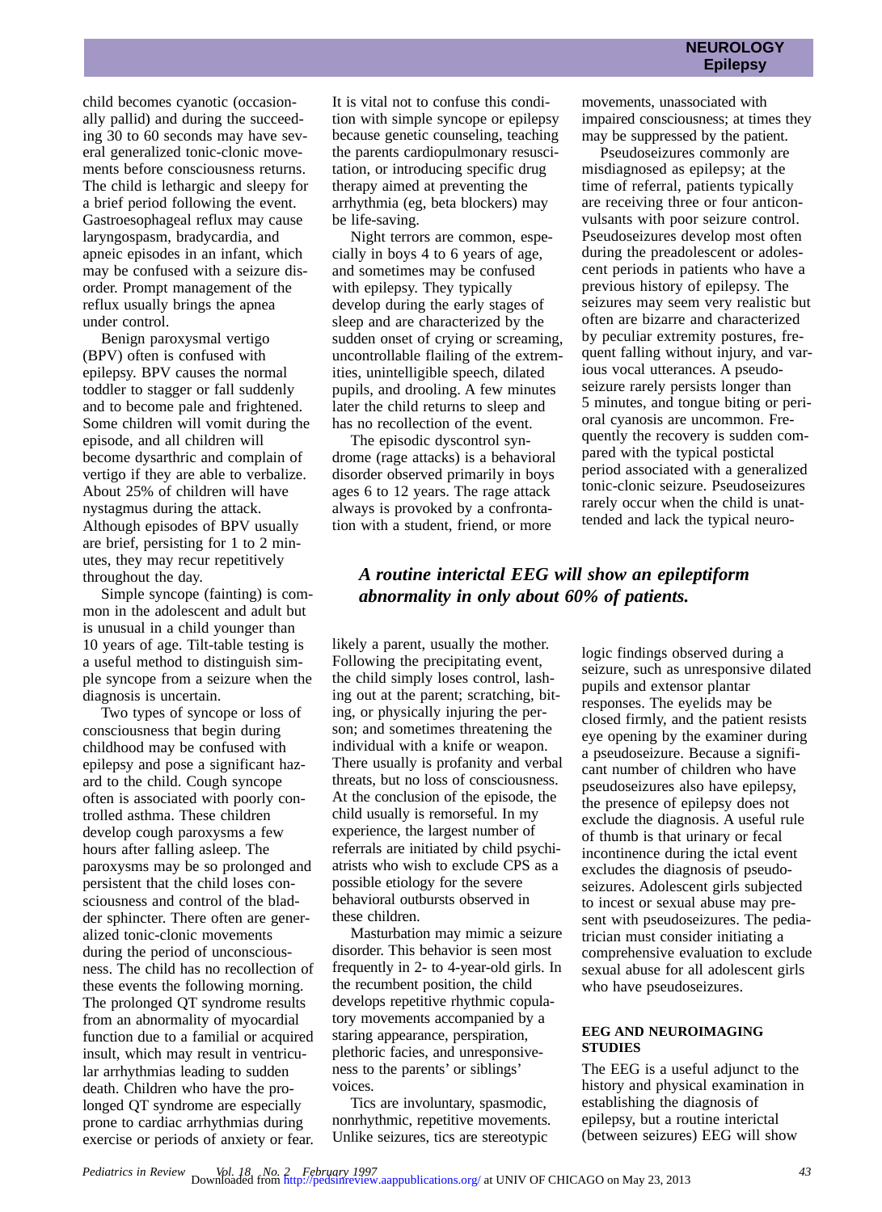child becomes cyanotic (occasionally pallid) and during the succeeding 30 to 60 seconds may have several generalized tonic-clonic movements before consciousness returns. The child is lethargic and sleepy for a brief period following the event. Gastroesophageal reflux may cause laryngospasm, bradycardia, and apneic episodes in an infant, which may be confused with a seizure disorder. Prompt management of the reflux usually brings the apnea under control.

Benign paroxysmal vertigo (BPV) often is confused with epilepsy. BPV causes the normal toddler to stagger or fall suddenly and to become pale and frightened. Some children will vomit during the episode, and all children will become dysarthric and complain of vertigo if they are able to verbalize. About 25% of children will have nystagmus during the attack. Although episodes of BPV usually are brief, persisting for 1 to 2 minutes, they may recur repetitively throughout the day.

Simple syncope (fainting) is common in the adolescent and adult but is unusual in a child younger than 10 years of age. Tilt-table testing is a useful method to distinguish simple syncope from a seizure when the diagnosis is uncertain.

Two types of syncope or loss of consciousness that begin during childhood may be confused with epilepsy and pose a significant hazard to the child. Cough syncope often is associated with poorly controlled asthma. These children develop cough paroxysms a few hours after falling asleep. The paroxysms may be so prolonged and persistent that the child loses consciousness and control of the bladder sphincter. There often are generalized tonic-clonic movements during the period of unconsciousness. The child has no recollection of these events the following morning. The prolonged QT syndrome results from an abnormality of myocardial function due to a familial or acquired insult, which may result in ventricular arrhythmias leading to sudden death. Children who have the prolonged QT syndrome are especially prone to cardiac arrhythmias during exercise or periods of anxiety or fear. It is vital not to confuse this condition with simple syncope or epilepsy because genetic counseling, teaching the parents cardiopulmonary resuscitation, or introducing specific drug therapy aimed at preventing the arrhythmia (eg, beta blockers) may be life-saving.

Night terrors are common, especially in boys 4 to 6 years of age, and sometimes may be confused with epilepsy. They typically develop during the early stages of sleep and are characterized by the sudden onset of crying or screaming, uncontrollable flailing of the extremities, unintelligible speech, dilated pupils, and drooling. A few minutes later the child returns to sleep and has no recollection of the event.

The episodic dyscontrol syndrome (rage attacks) is a behavioral disorder observed primarily in boys ages 6 to 12 years. The rage attack always is provoked by a confrontation with a student, friend, or more likely a parent, usually the mother. Following the precipitating event, the child simply loses control, lashing out at the parent; scratching, biting, or physically injuring the person; and sometimes threatening the individual with a knife or weapon. There usually is profanity and verbal threats, but no loss of consciousness. At the conclusion of the episode, the child usually is remorseful. In my experience, the largest number of referrals are initiated by child psychiatrists who wish to exclude CPS as a possible etiology for the severe behavioral outbursts observed in these children.

Masturbation may mimic a seizure disorder. This behavior is seen most frequently in 2- to 4-year-old girls. In the recumbent position, the child develops repetitive rhythmic copulatory movements accompanied by a staring appearance, perspiration, plethoric facies, and unresponsiveness to the parents' or siblings' voices.

Tics are involuntary, spasmodic, nonrhythmic, repetitive movements. Unlike seizures, tics are stereotypic movements, unassociated with impaired consciousness; at times they may be suppressed by the patient.

Pseudoseizures commonly are misdiagnosed as epilepsy; at the time of referral, patients typically are receiving three or four anticonvulsants with poor seizure control. Pseudoseizures develop most often during the preadolescent or adolescent periods in patients who have a previous history of epilepsy. The seizures may seem very realistic but often are bizarre and characterized by peculiar extremity postures, frequent falling without injury, and various vocal utterances. A pseudoseizure rarely persists longer than 5 minutes, and tongue biting or perioral cyanosis are uncommon. Frequently the recovery is sudden compared with the typical postictal period associated with a generalized tonic-clonic seizure. Pseudoseizures rarely occur when the child is unattended and lack the typical neurologic findings observed during a seizure, such as unresponsive dilated pupils and extensor plantar responses. The eyelids may be closed firmly, and the patient resists eye opening by the examiner during a pseudoseizure. Because a significant number of children who have pseudoseizures also have epilepsy, the presence of epilepsy does not exclude the diagnosis. A useful rule of thumb is that urinary or fecal incontinence during the ictal event excludes the diagnosis of pseudoseizures. Adolescent girls subjected to incest or sexual abuse may present with pseudoseizures. The pediatrician must consider initiating a comprehensive evaluation to exclude sexual abuse for all adolescent girls who have pseudoseizures.

***A routine interictal EEG will show an epileptiform abnormality in only about 60% of patients.***

## EEG AND NEUROIMAGING STUDIES

The EEG is a useful adjunct to the history and physical examination in establishing the diagnosis of epilepsy, but a routine interictal (between seizures) EEG will show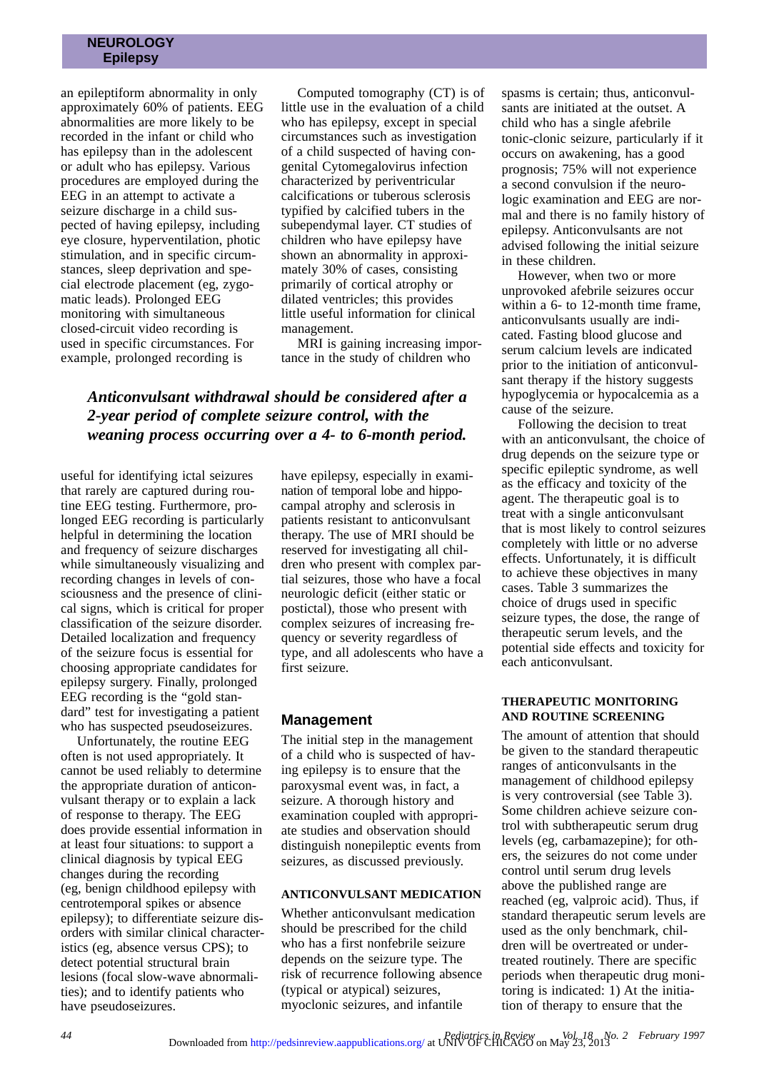an epileptiform abnormality in only approximately 60% of patients. EEG abnormalities are more likely to be recorded in the infant or child who has epilepsy than in the adolescent or adult who has epilepsy. Various procedures are employed during the EEG in an attempt to activate a seizure discharge in a child suspected of having epilepsy, including eye closure, hyperventilation, photic stimulation, and in specific circumstances, sleep deprivation and special electrode placement (eg, zygomatic leads). Prolonged EEG monitoring with simultaneous closed-circuit video recording is used in specific circumstances. For example, prolonged recording is useful for identifying ictal seizures that rarely are captured during routine EEG testing. Furthermore, prolonged EEG recording is particularly helpful in determining the location and frequency of seizure discharges while simultaneously visualizing and recording changes in levels of consciousness and the presence of clinical signs, which is critical for proper classification of the seizure disorder. Detailed localization and frequency of the seizure focus is essential for choosing appropriate candidates for epilepsy surgery. Finally, prolonged EEG recording is the "gold standard" test for investigating a patient who has suspected pseudoseizures.

Unfortunately, the routine EEG often is not used appropriately. It cannot be used reliably to determine the appropriate duration of anticonvulsant therapy or to explain a lack of response to therapy. The EEG does provide essential information in at least four situations: to support a clinical diagnosis by typical EEG changes during the recording (eg, benign childhood epilepsy with centrotemporal spikes or absence epilepsy); to differentiate seizure disorders with similar clinical characteristics (eg, absence versus CPS); to detect potential structural brain lesions (focal slow-wave abnormalities); and to identify patients who have pseudoseizures.

Computed tomography (CT) is of little use in the evaluation of a child who has epilepsy, except in special circumstances such as investigation of a child suspected of having congenital Cytomegalovirus infection characterized by periventricular calcifications or tuberous sclerosis typified by calcified tubers in the subependymal layer. CT studies of children who have epilepsy have shown an abnormality in approximately 30% of cases, consisting primarily of cortical atrophy or dilated ventricles; this provides little useful information for clinical management.

MRI is gaining increasing importance in the study of children who have epilepsy, especially in examination of temporal lobe and hippocampal atrophy and sclerosis in patients resistant to anticonvulsant therapy. The use of MRI should be reserved for investigating all children who present with complex partial seizures, those who have a focal neurologic deficit (either static or postictal), those who present with complex seizures of increasing frequency or severity regardless of type, and all adolescents who have a first seizure.

***Anticonvulsant withdrawal should be considered after a 2-year period of complete seizure control, with the weaning process occurring over a 4- to 6-month period.***

## Management

The initial step in the management of a child who is suspected of having epilepsy is to ensure that the paroxysmal event was, in fact, a seizure. A thorough history and examination coupled with appropriate studies and observation should distinguish nonepileptic events from seizures, as discussed previously.

### ANTICONVULSANT MEDICATION

Whether anticonvulsant medication should be prescribed for the child who has a first nonfebrile seizure depends on the seizure type. The risk of recurrence following absence (typical or atypical) seizures, myoclonic seizures, and infantile spasms is certain; thus, anticonvulsants are initiated at the outset. A child who has a single afebrile tonic-clonic seizure, particularly if it occurs on awakening, has a good prognosis; 75% will not experience a second convulsion if the neurologic examination and EEG are normal and there is no family history of epilepsy. Anticonvulsants are not advised following the initial seizure in these children.

However, when two or more unprovoked afebrile seizures occur within a 6- to 12-month time frame, anticonvulsants usually are indicated. Fasting blood glucose and serum calcium levels are indicated prior to the initiation of anticonvulsant therapy if the history suggests hypoglycemia or hypocalcemia as a cause of the seizure.

Following the decision to treat with an anticonvulsant, the choice of drug depends on the seizure type or specific epileptic syndrome, as well as the efficacy and toxicity of the agent. The therapeutic goal is to treat with a single anticonvulsant that is most likely to control seizures completely with little or no adverse effects. Unfortunately, it is difficult to achieve these objectives in many cases. Table 3 summarizes the choice of drugs used in specific seizure types, the dose, the range of therapeutic serum levels, and the potential side effects and toxicity for each anticonvulsant.

### THERAPEUTIC MONITORING AND ROUTINE SCREENING

The amount of attention that should be given to the standard therapeutic ranges of anticonvulsants in the management of childhood epilepsy is very controversial (see Table 3). Some children achieve seizure control with subtherapeutic serum drug levels (eg, carbamazepine); for others, the seizures do not come under control until serum drug levels above the published range are reached (eg, valproic acid). Thus, if standard therapeutic serum levels are used as the only benchmark, children will be overtreated or undertreated routinely. There are specific periods when therapeutic drug monitoring is indicated: 1) At the initiation of therapy to ensure that the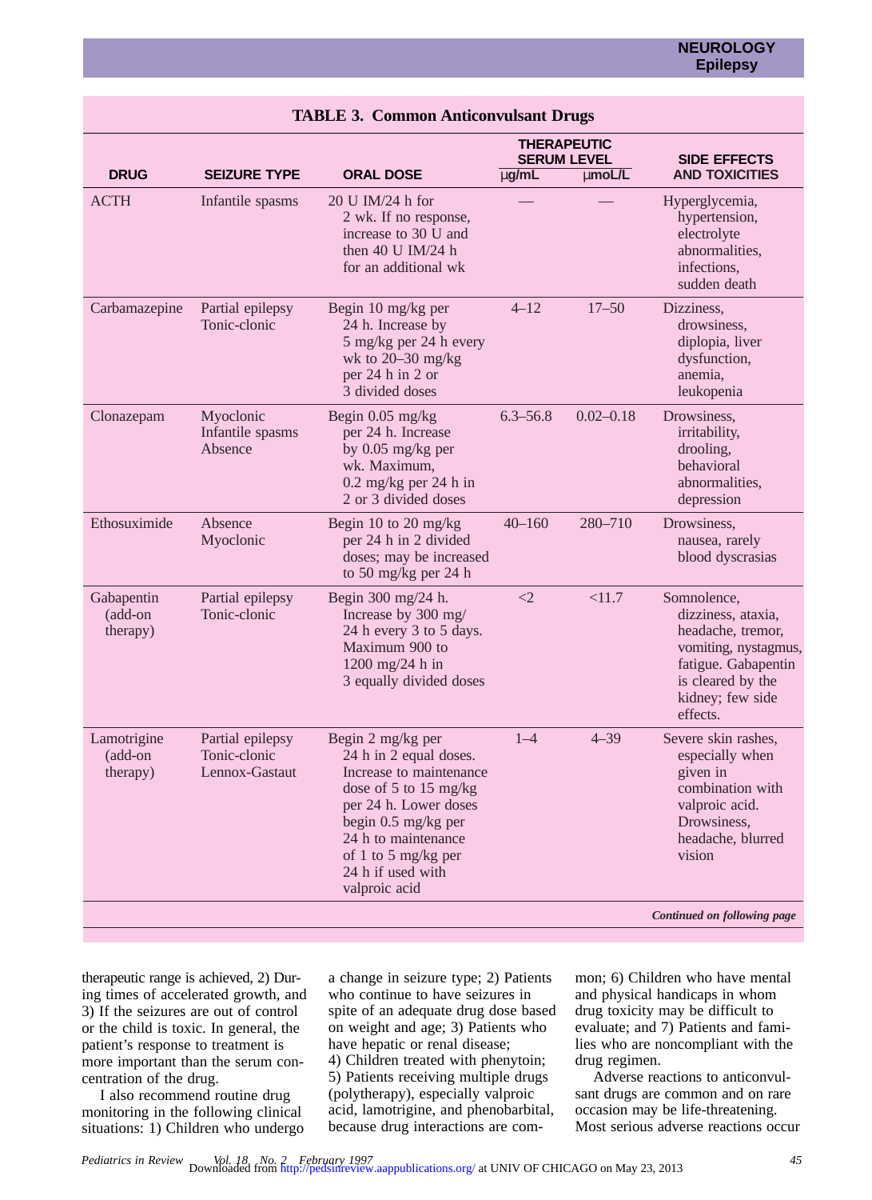**TABLE 3. Common Anticonvulsant Drugs**

| DRUG | SEIZURE TYPE | ORAL DOSE | THERAPEUTIC SERUM LEVEL µg/mL | THERAPEUTIC SERUM LEVEL µmoL/L | SIDE EFFECTS AND TOXICITIES |
|---|---|---|---|---|---|
| ACTH | Infantile spasms | 20 U IM/24 h for 2 wk. If no response, increase to 30 U and then 40 U IM/24 h for an additional wk | — | — | Hyperglycemia, hypertension, electrolyte abnormalities, infections, sudden death |
| Carbamazepine | Partial epilepsy Tonic-clonic | Begin 10 mg/kg per 24 h. Increase by 5 mg/kg per 24 h every wk to 20–30 mg/kg per 24 h in 2 or 3 divided doses | 4–12 | 17–50 | Dizziness, drowsiness, diplopia, liver dysfunction, anemia, leukopenia |
| Clonazepam | Myoclonic Infantile spasms Absence | Begin 0.05 mg/kg per 24 h. Increase by 0.05 mg/kg per wk. Maximum, 0.2 mg/kg per 24 h in 2 or 3 divided doses | 6.3–56.8 | 0.02–0.18 | Drowsiness, irritability, drooling, behavioral abnormalities, depression |
| Ethosuximide | Absence Myoclonic | Begin 10 to 20 mg/kg per 24 h in 2 divided doses; may be increased to 50 mg/kg per 24 h | 40–160 | 280–710 | Drowsiness, nausea, rarely blood dyscrasias |
| Gabapentin (add-on therapy) | Partial epilepsy Tonic-clonic | Begin 300 mg/24 h. Increase by 300 mg/24 h every 3 to 5 days. Maximum 900 to 1200 mg/24 h in 3 equally divided doses | <2 | <11.7 | Somnolence, dizziness, ataxia, headache, tremor, vomiting, nystagmus, fatigue. Gabapentin is cleared by the kidney; few side effects. |
| Lamotrigine (add-on therapy) | Partial epilepsy Tonic-clonic Lennox-Gastaut | Begin 2 mg/kg per 24 h in 2 equal doses. Increase to maintenance dose of 5 to 15 mg/kg per 24 h. Lower doses begin 0.5 mg/kg per 24 h to maintenance of 1 to 5 mg/kg per 24 h if used with valproic acid | 1–4 | 4–39 | Severe skin rashes, especially when given in combination with valproic acid. Drowsiness, headache, blurred vision |

*Continued on following page*

therapeutic range is achieved, 2) During times of accelerated growth, and 3) If the seizures are out of control or the child is toxic. In general, the patient's response to treatment is more important than the serum concentration of the drug.

I also recommend routine drug monitoring in the following clinical situations: 1) Children who undergo a change in seizure type; 2) Patients who continue to have seizures in spite of an adequate drug dose based on weight and age; 3) Patients who have hepatic or renal disease; 4) Children treated with phenytoin; 5) Patients receiving multiple drugs (polytherapy), especially valproic acid, lamotrigine, and phenobarbital, because drug interactions are common; 6) Children who have mental and physical handicaps in whom drug toxicity may be difficult to evaluate; and 7) Patients and families who are noncompliant with the drug regimen.

Adverse reactions to anticonvulsant drugs are common and on rare occasion may be life-threatening. Most serious adverse reactions occur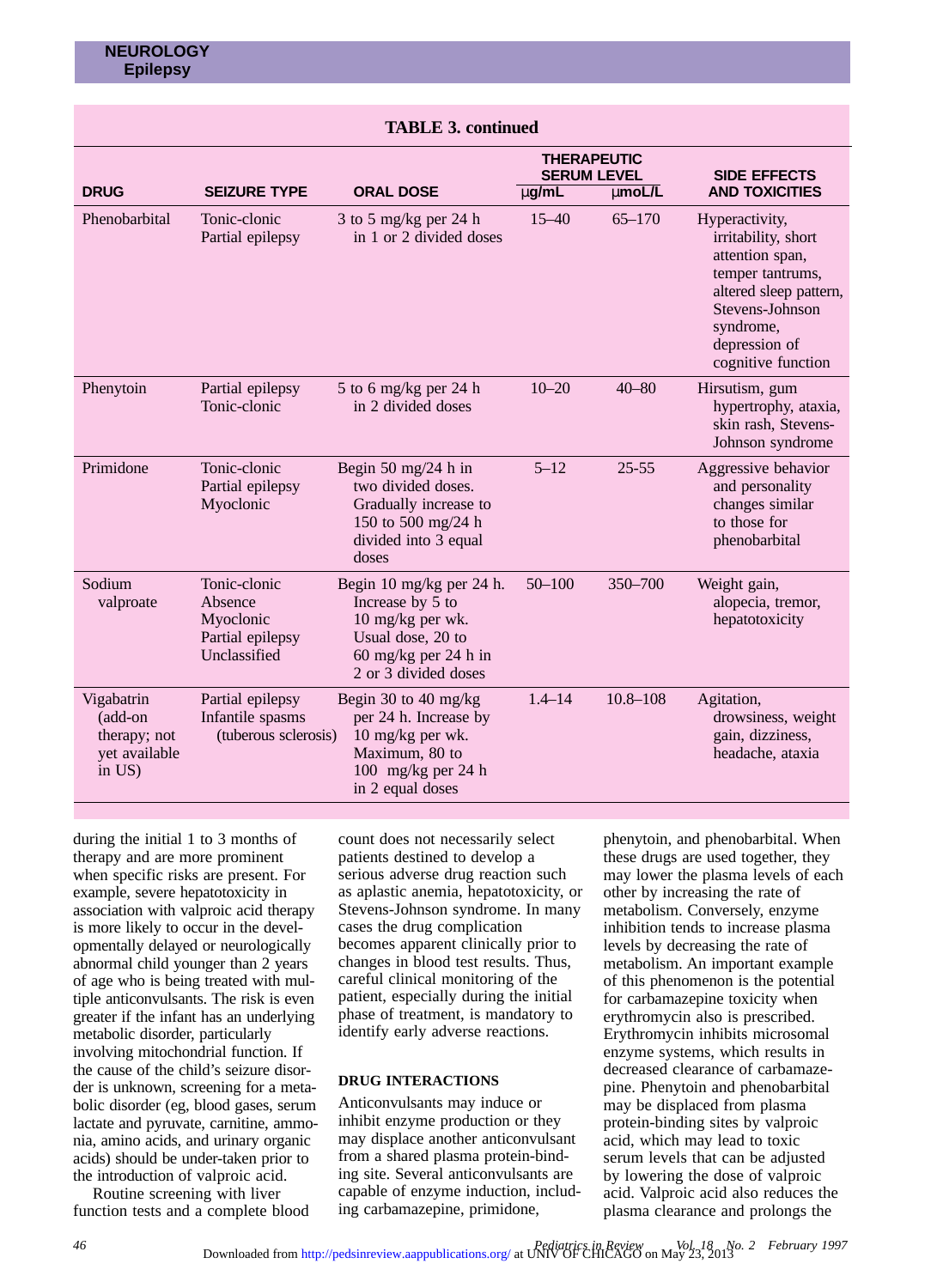**TABLE 3. continued**

| DRUG | SEIZURE TYPE | ORAL DOSE | THERAPEUTIC SERUM LEVEL µg/mL | µmoL/L | SIDE EFFECTS AND TOXICITIES |
|---|---|---|---|---|---|
| Phenobarbital | Tonic-clonic Partial epilepsy | 3 to 5 mg/kg per 24 h in 1 or 2 divided doses | 15–40 | 65–170 | Hyperactivity, irritability, short attention span, temper tantrums, altered sleep pattern, Stevens-Johnson syndrome, depression of cognitive function |
| Phenytoin | Partial epilepsy Tonic-clonic | 5 to 6 mg/kg per 24 h in 2 divided doses | 10–20 | 40–80 | Hirsutism, gum hypertrophy, ataxia, skin rash, Stevens-Johnson syndrome |
| Primidone | Tonic-clonic Partial epilepsy Myoclonic | Begin 50 mg/24 h in two divided doses. Gradually increase to 150 to 500 mg/24 h divided into 3 equal doses | 5–12 | 25-55 | Aggressive behavior and personality changes similar to those for phenobarbital |
| Sodium valproate | Tonic-clonic Absence Myoclonic Partial epilepsy Unclassified | Begin 10 mg/kg per 24 h. Increase by 5 to 10 mg/kg per wk. Usual dose, 20 to 60 mg/kg per 24 h in 2 or 3 divided doses | 50–100 | 350–700 | Weight gain, alopecia, tremor, hepatotoxicity |
| Vigabatrin (add-on therapy; not yet available in US) | Partial epilepsy Infantile spasms (tuberous sclerosis) | Begin 30 to 40 mg/kg per 24 h. Increase by 10 mg/kg per wk. Maximum, 80 to 100 mg/kg per 24 h in 2 equal doses | 1.4–14 | 10.8–108 | Agitation, drowsiness, weight gain, dizziness, headache, ataxia |

during the initial 1 to 3 months of therapy and are more prominent when specific risks are present. For example, severe hepatotoxicity in association with valproic acid therapy is more likely to occur in the developmentally delayed or neurologically abnormal child younger than 2 years of age who is being treated with multiple anticonvulsants. The risk is even greater if the infant has an underlying metabolic disorder, particularly involving mitochondrial function. If the cause of the child's seizure disorder is unknown, screening for a metabolic disorder (eg, blood gases, serum lactate and pyruvate, carnitine, ammonia, amino acids, and urinary organic acids) should be under-taken prior to the introduction of valproic acid.

Routine screening with liver function tests and a complete blood count does not necessarily select patients destined to develop a serious adverse drug reaction such as aplastic anemia, hepatotoxicity, or Stevens-Johnson syndrome. In many cases the drug complication becomes apparent clinically prior to changes in blood test results. Thus, careful clinical monitoring of the patient, especially during the initial phase of treatment, is mandatory to identify early adverse reactions.

## DRUG INTERACTIONS

Anticonvulsants may induce or inhibit enzyme production or they may displace another anticonvulsant from a shared plasma protein-binding site. Several anticonvulsants are capable of enzyme induction, including carbamazepine, primidone, phenytoin, and phenobarbital. When these drugs are used together, they may lower the plasma levels of each other by increasing the rate of metabolism. Conversely, enzyme inhibition tends to increase plasma levels by decreasing the rate of metabolism. An important example of this phenomenon is the potential for carbamazepine toxicity when erythromycin also is prescribed. Erythromycin inhibits microsomal enzyme systems, which results in decreased clearance of carbamazepine. Phenytoin and phenobarbital may be displaced from plasma protein-binding sites by valproic acid, which may lead to toxic serum levels that can be adjusted by lowering the dose of valproic acid. Valproic acid also reduces the plasma clearance and prolongs the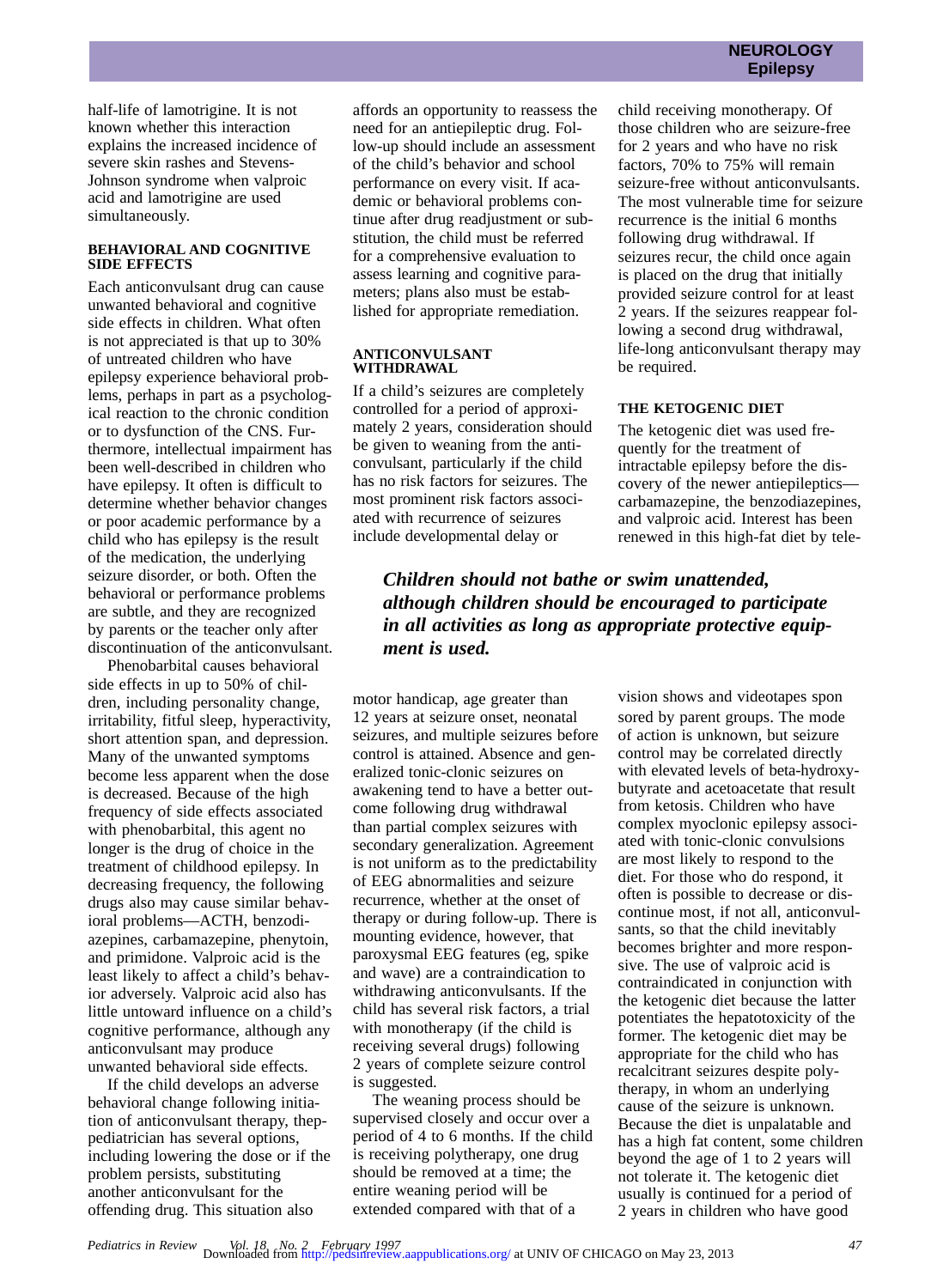half-life of lamotrigine. It is not known whether this interaction explains the increased incidence of severe skin rashes and Stevens-Johnson syndrome when valproic acid and lamotrigine are used simultaneously.

### BEHAVIORAL AND COGNITIVE SIDE EFFECTS

Each anticonvulsant drug can cause unwanted behavioral and cognitive side effects in children. What often is not appreciated is that up to 30% of untreated children who have epilepsy experience behavioral problems, perhaps in part as a psychological reaction to the chronic condition or to dysfunction of the CNS. Furthermore, intellectual impairment has been well-described in children who have epilepsy. It often is difficult to determine whether behavior changes or poor academic performance by a child who has epilepsy is the result of the medication, the underlying seizure disorder, or both. Often the behavioral or performance problems are subtle, and they are recognized by parents or the teacher only after discontinuation of the anticonvulsant.

Phenobarbital causes behavioral side effects in up to 50% of children, including personality change, irritability, fitful sleep, hyperactivity, short attention span, and depression. Many of the unwanted symptoms become less apparent when the dose is decreased. Because of the high frequency of side effects associated with phenobarbital, this agent no longer is the drug of choice in the treatment of childhood epilepsy. In decreasing frequency, the following drugs also may cause similar behavioral problems—ACTH, benzodiazepines, carbamazepine, phenytoin, and primidone. Valproic acid is the least likely to affect a child's behavior adversely. Valproic acid also has little untoward influence on a child's cognitive performance, although any anticonvulsant may produce unwanted behavioral side effects.

If the child develops an adverse behavioral change following initiation of anticonvulsant therapy, thep-pediatrician has several options, including lowering the dose or if the problem persists, substituting another anticonvulsant for the offending drug. This situation also affords an opportunity to reassess the need for an antiepileptic drug. Follow-up should include an assessment of the child's behavior and school performance on every visit. If academic or behavioral problems continue after drug readjustment or substitution, the child must be referred for a comprehensive evaluation to assess learning and cognitive parameters; plans also must be established for appropriate remediation.

### ANTICONVULSANT WITHDRAWAL

If a child's seizures are completely controlled for a period of approximately 2 years, consideration should be given to weaning from the anticonvulsant, particularly if the child has no risk factors for seizures. The most prominent risk factors associated with recurrence of seizures include developmental delay or motor handicap, age greater than 12 years at seizure onset, neonatal seizures, and multiple seizures before control is attained. Absence and generalized tonic-clonic seizures on awakening tend to have a better outcome following drug withdrawal than partial complex seizures with secondary generalization. Agreement is not uniform as to the predictability of EEG abnormalities and seizure recurrence, whether at the onset of therapy or during follow-up. There is mounting evidence, however, that paroxysmal EEG features (eg, spike and wave) are a contraindication to withdrawing anticonvulsants. If the child has several risk factors, a trial with monotherapy (if the child is receiving several drugs) following 2 years of complete seizure control is suggested.

The weaning process should be supervised closely and occur over a period of 4 to 6 months. If the child is receiving polytherapy, one drug should be removed at a time; the entire weaning period will be extended compared with that of a child receiving monotherapy. Of those children who are seizure-free for 2 years and who have no risk factors, 70% to 75% will remain seizure-free without anticonvulsants. The most vulnerable time for seizure recurrence is the initial 6 months following drug withdrawal. If seizures recur, the child once again is placed on the drug that initially provided seizure control for at least 2 years. If the seizures reappear following a second drug withdrawal, life-long anticonvulsant therapy may be required.

**_Children should not bathe or swim unattended, although children should be encouraged to participate in all activities as long as appropriate protective equipment is used._**

### THE KETOGENIC DIET

The ketogenic diet was used frequently for the treatment of intractable epilepsy before the discovery of the newer antiepileptics—carbamazepine, the benzodiazepines, and valproic acid. Interest has been renewed in this high-fat diet by television shows and videotapes sponsored by parent groups. The mode of action is unknown, but seizure control may be correlated directly with elevated levels of beta-hydroxybutyrate and acetoacetate that result from ketosis. Children who have complex myoclonic epilepsy associated with tonic-clonic convulsions are most likely to respond to the diet. For those who do respond, it often is possible to decrease or discontinue most, if not all, anticonvulsants, so that the child inevitably becomes brighter and more responsive. The use of valproic acid is contraindicated in conjunction with the ketogenic diet because the latter potentiates the hepatotoxicity of the former. The ketogenic diet may be appropriate for the child who has recalcitrant seizures despite polytherapy, in whom an underlying cause of the seizure is unknown. Because the diet is unpalatable and has a high fat content, some children beyond the age of 1 to 2 years will not tolerate it. The ketogenic diet usually is continued for a period of 2 years in children who have good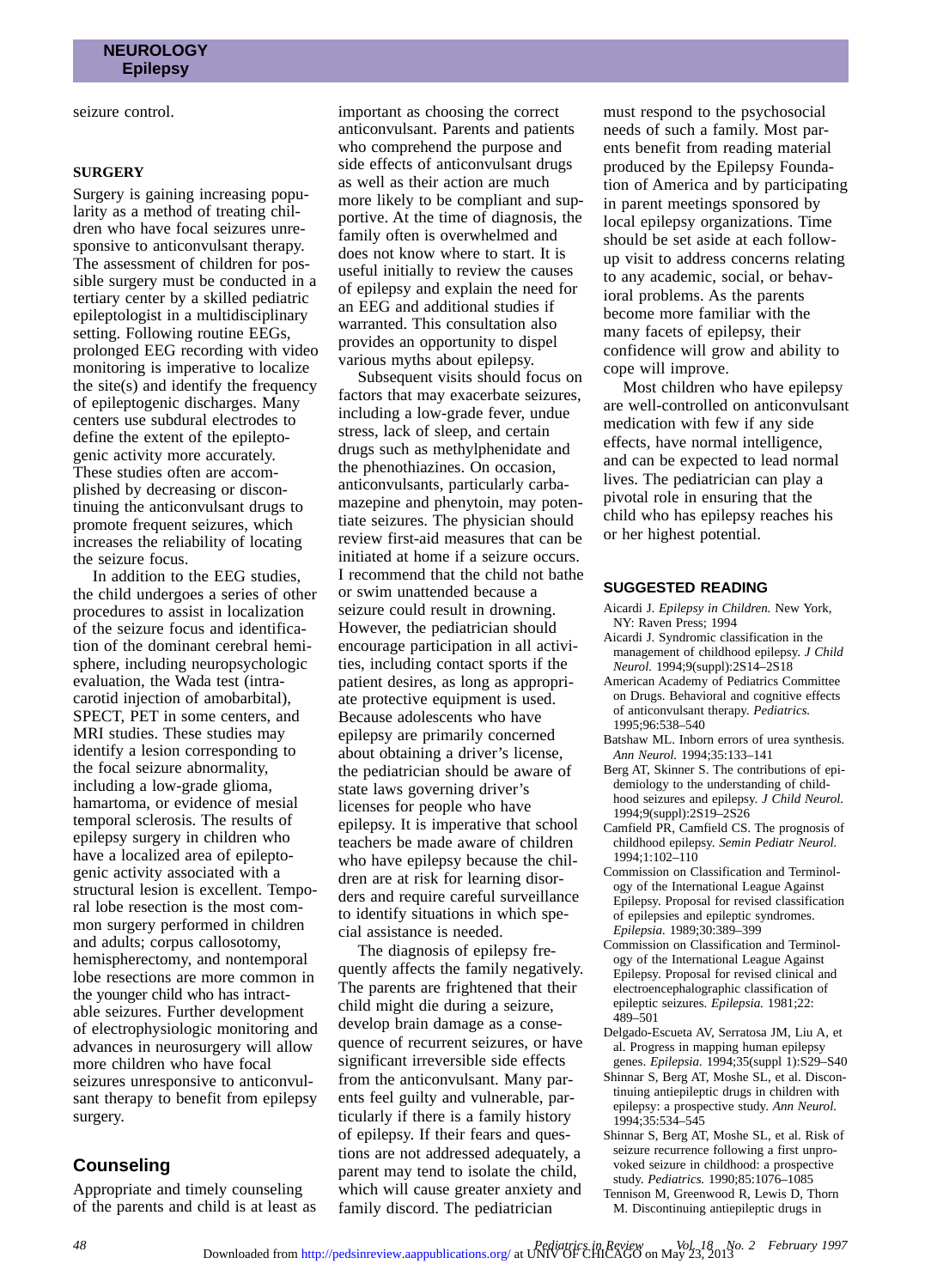seizure control.

### SURGERY

Surgery is gaining increasing popularity as a method of treating children who have focal seizures unresponsive to anticonvulsant therapy. The assessment of children for possible surgery must be conducted in a tertiary center by a skilled pediatric epileptologist in a multidisciplinary setting. Following routine EEGs, prolonged EEG recording with video monitoring is imperative to localize the site(s) and identify the frequency of epileptogenic discharges. Many centers use subdural electrodes to define the extent of the epileptogenic activity more accurately. These studies often are accomplished by decreasing or discontinuing the anticonvulsant drugs to promote frequent seizures, which increases the reliability of locating the seizure focus.

In addition to the EEG studies, the child undergoes a series of other procedures to assist in localization of the seizure focus and identification of the dominant cerebral hemisphere, including neuropsychologic evaluation, the Wada test (intracarotid injection of amobarbital), SPECT, PET in some centers, and MRI studies. These studies may identify a lesion corresponding to the focal seizure abnormality, including a low-grade glioma, hamartoma, or evidence of mesial temporal sclerosis. The results of epilepsy surgery in children who have a localized area of epileptogenic activity associated with a structural lesion is excellent. Temporal lobe resection is the most common surgery performed in children and adults; corpus callosotomy, hemispherectomy, and nontemporal lobe resections are more common in the younger child who has intractable seizures. Further development of electrophysiologic monitoring and advances in neurosurgery will allow more children who have focal seizures unresponsive to anticonvulsant therapy to benefit from epilepsy surgery.

## Counseling

Appropriate and timely counseling of the parents and child is at least as important as choosing the correct anticonvulsant. Parents and patients who comprehend the purpose and side effects of anticonvulsant drugs as well as their action are much more likely to be compliant and supportive. At the time of diagnosis, the family often is overwhelmed and does not know where to start. It is useful initially to review the causes of epilepsy and explain the need for an EEG and additional studies if warranted. This consultation also provides an opportunity to dispel various myths about epilepsy.

Subsequent visits should focus on factors that may exacerbate seizures, including a low-grade fever, undue stress, lack of sleep, and certain drugs such as methylphenidate and the phenothiazines. On occasion, anticonvulsants, particularly carbamazepine and phenytoin, may potentiate seizures. The physician should review first-aid measures that can be initiated at home if a seizure occurs. I recommend that the child not bathe or swim unattended because a seizure could result in drowning. However, the pediatrician should encourage participation in all activities, including contact sports if the patient desires, as long as appropriate protective equipment is used. Because adolescents who have epilepsy are primarily concerned about obtaining a driver's license, the pediatrician should be aware of state laws governing driver's licenses for people who have epilepsy. It is imperative that school teachers be made aware of children who have epilepsy because the children are at risk for learning disorders and require careful surveillance to identify situations in which special assistance is needed.

The diagnosis of epilepsy frequently affects the family negatively. The parents are frightened that their child might die during a seizure, develop brain damage as a consequence of recurrent seizures, or have significant irreversible side effects from the anticonvulsant. Many parents feel guilty and vulnerable, particularly if there is a family history of epilepsy. If their fears and questions are not addressed adequately, a parent may tend to isolate the child, which will cause greater anxiety and family discord. The pediatrician must respond to the psychosocial needs of such a family. Most parents benefit from reading material produced by the Epilepsy Foundation of America and by participating in parent meetings sponsored by local epilepsy organizations. Time should be set aside at each follow-up visit to address concerns relating to any academic, social, or behavioral problems. As the parents become more familiar with the many facets of epilepsy, their confidence will grow and ability to cope will improve.

Most children who have epilepsy are well-controlled on anticonvulsant medication with few if any side effects, have normal intelligence, and can be expected to lead normal lives. The pediatrician can play a pivotal role in ensuring that the child who has epilepsy reaches his or her highest potential.

## SUGGESTED READING

Aicardi J. *Epilepsy in Children.* New York, NY: Raven Press; 1994

Aicardi J. Syndromic classification in the management of childhood epilepsy. *J Child Neurol.* 1994;9(suppl):2S14–2S18

American Academy of Pediatrics Committee on Drugs. Behavioral and cognitive effects of anticonvulsant therapy. *Pediatrics.* 1995;96:538–540

Batshaw ML. Inborn errors of urea synthesis. *Ann Neurol.* 1994;35:133–141

Berg AT, Skinner S. The contributions of epidemiology to the understanding of childhood seizures and epilepsy. *J Child Neurol.* 1994;9(suppl):2S19–2S26

Camfield PR, Camfield CS. The prognosis of childhood epilepsy. *Semin Pediatr Neurol.* 1994;1:102–110

Commission on Classification and Terminology of the International League Against Epilepsy. Proposal for revised classification of epilepsies and epileptic syndromes. *Epilepsia.* 1989;30:389–399

Commission on Classification and Terminology of the International League Against Epilepsy. Proposal for revised clinical and electroencephalographic classification of epileptic seizures. *Epilepsia.* 1981;22: 489–501

Delgado-Escueta AV, Serratosa JM, Liu A, et al. Progress in mapping human epilepsy genes. *Epilepsia.* 1994;35(suppl 1):S29–S40

Shinnar S, Berg AT, Moshe SL, et al. Discontinuing antiepileptic drugs in children with epilepsy: a prospective study. *Ann Neurol.* 1994;35:534–545

Shinnar S, Berg AT, Moshe SL, et al. Risk of seizure recurrence following a first unprovoked seizure in childhood: a prospective study. *Pediatrics.* 1990;85:1076–1085

Tennison M, Greenwood R, Lewis D, Thorn M. Discontinuing antiepileptic drugs in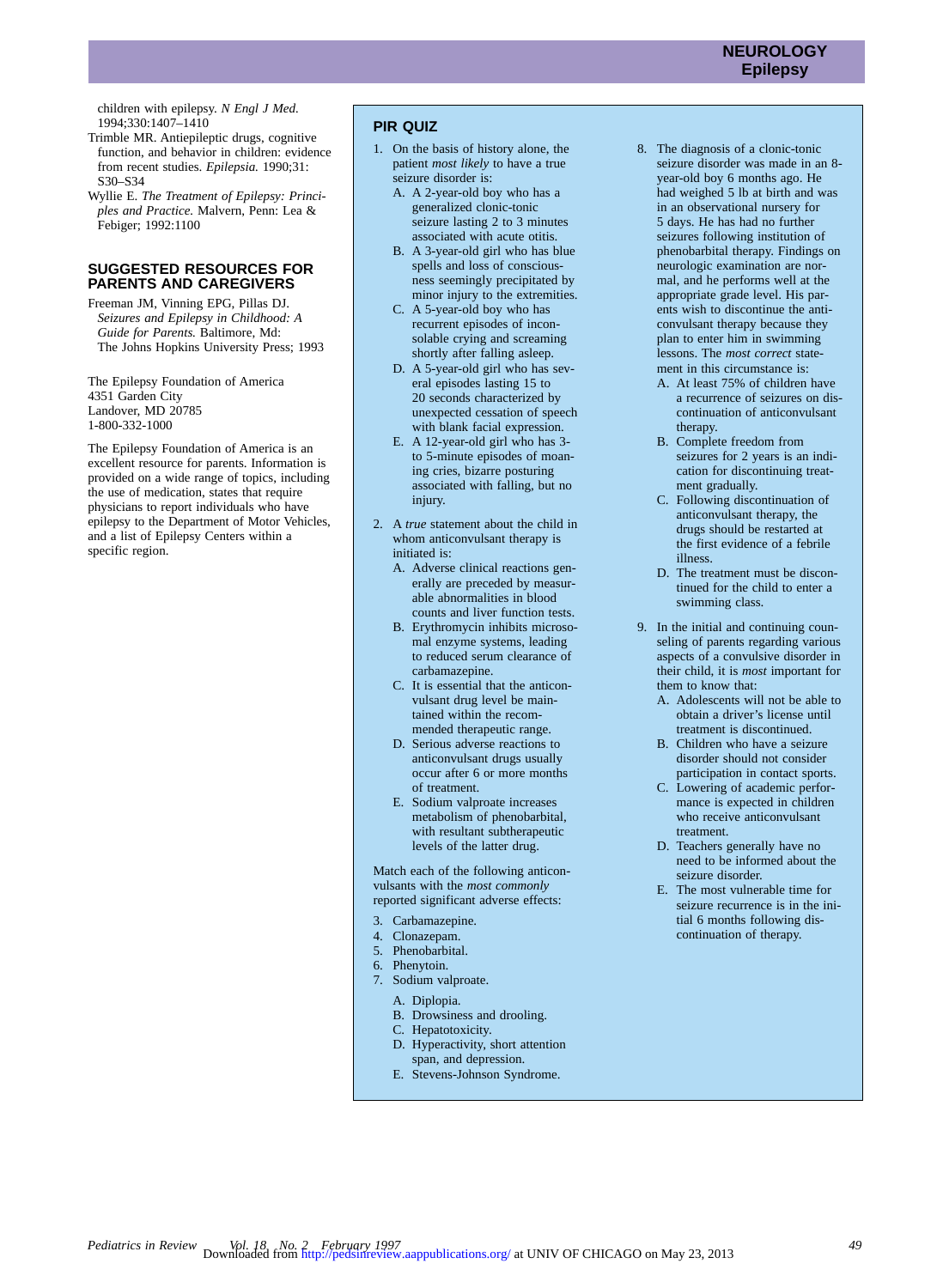children with epilepsy. *N Engl J Med.* 1994;330:1407–1410

Trimble MR. Antiepileptic drugs, cognitive function, and behavior in children: evidence from recent studies. *Epilepsia.* 1990;31:S30–S34

Wyllie E. *The Treatment of Epilepsy: Principles and Practice.* Malvern, Penn: Lea & Febiger; 1992:1100

## SUGGESTED RESOURCES FOR PARENTS AND CAREGIVERS

Freeman JM, Vinning EPG, Pillas DJ. *Seizures and Epilepsy in Childhood: A Guide for Parents.* Baltimore, Md: The Johns Hopkins University Press; 1993

The Epilepsy Foundation of America
4351 Garden City
Landover, MD 20785
1-800-332-1000

The Epilepsy Foundation of America is an excellent resource for parents. Information is provided on a wide range of topics, including the use of medication, states that require physicians to report individuals who have epilepsy to the Department of Motor Vehicles, and a list of Epilepsy Centers within a specific region.

## PIR QUIZ

1. On the basis of history alone, the patient *most likely* to have a true seizure disorder is:
   A. A 2-year-old boy who has a generalized clonic-tonic seizure lasting 2 to 3 minutes associated with acute otitis.
   B. A 3-year-old girl who has blue spells and loss of consciousness seemingly precipitated by minor injury to the extremities.
   C. A 5-year-old boy who has recurrent episodes of inconsolable crying and screaming shortly after falling asleep.
   D. A 5-year-old girl who has several episodes lasting 15 to 20 seconds characterized by unexpected cessation of speech with blank facial expression.
   E. A 12-year-old girl who has 3- to 5-minute episodes of moaning cries, bizarre posturing associated with falling, but no injury.

2. A *true* statement about the child in whom anticonvulsant therapy is initiated is:
   A. Adverse clinical reactions generally are preceded by measurable abnormalities in blood counts and liver function tests.
   B. Erythromycin inhibits microsomal enzyme systems, leading to reduced serum clearance of carbamazepine.
   C. It is essential that the anticonvulsant drug level be maintained within the recommended therapeutic range.
   D. Serious adverse reactions to anticonvulsant drugs usually occur after 6 or more months of treatment.
   E. Sodium valproate increases metabolism of phenobarbital, with resultant subtherapeutic levels of the latter drug.

Match each of the following anticonvulsants with the *most commonly* reported significant adverse effects:

3. Carbamazepine.
4. Clonazepam.
5. Phenobarbital.
6. Phenytoin.
7. Sodium valproate.

   A. Diplopia.
   B. Drowsiness and drooling.
   C. Hepatotoxicity.
   D. Hyperactivity, short attention span, and depression.
   E. Stevens-Johnson Syndrome.

8. The diagnosis of a clonic-tonic seizure disorder was made in an 8-year-old boy 6 months ago. He had weighed 5 lb at birth and was in an observational nursery for 5 days. He has had no further seizures following institution of phenobarbital therapy. Findings on neurologic examination are normal, and he performs well at the appropriate grade level. His parents wish to discontinue the anticonvulsant therapy because they plan to enter him in swimming lessons. The *most correct* statement in this circumstance is:
   A. At least 75% of children have a recurrence of seizures on discontinuation of anticonvulsant therapy.
   B. Complete freedom from seizures for 2 years is an indication for discontinuing treatment gradually.
   C. Following discontinuation of anticonvulsant therapy, the drugs should be restarted at the first evidence of a febrile illness.
   D. The treatment must be discontinued for the child to enter a swimming class.

9. In the initial and continuing counseling of parents regarding various aspects of a convulsive disorder in their child, it is *most* important for them to know that:
   A. Adolescents will not be able to obtain a driver's license until treatment is discontinued.
   B. Children who have a seizure disorder should not consider participation in contact sports.
   C. Lowering of academic performance is expected in children who receive anticonvulsant treatment.
   D. Teachers generally have no need to be informed about the seizure disorder.
   E. The most vulnerable time for seizure recurrence is in the initial 6 months following discontinuation of therapy.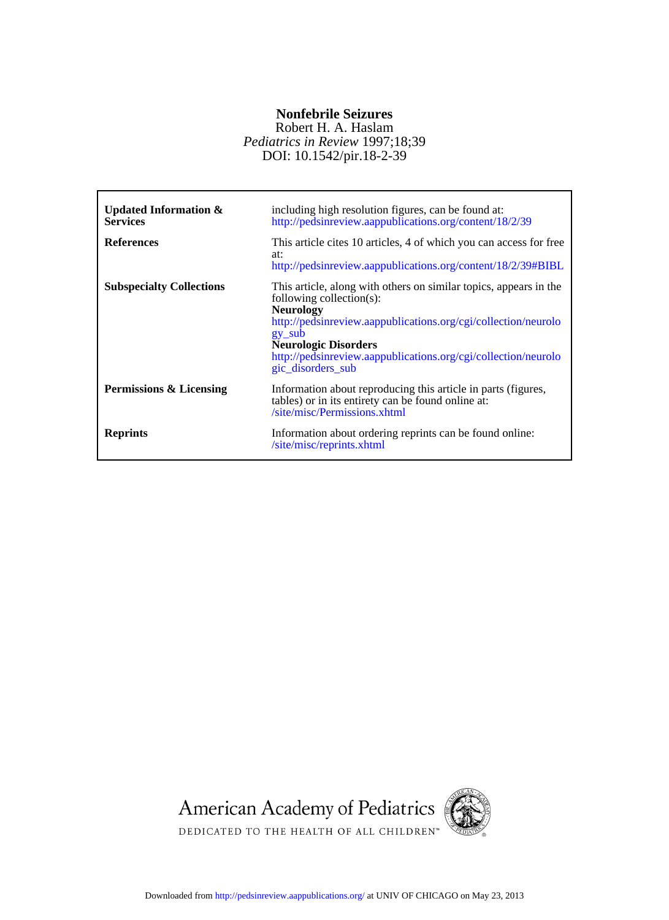# Nonfebrile Seizures

Robert H. A. Haslam

*Pediatrics in Review* 1997;18;39

DOI: 10.1542/pir.18-2-39

| | |
|---|---|
| **Updated Information & Services** | including high resolution figures, can be found at: http://pedsinreview.aappublications.org/content/18/2/39 |
| **References** | This article cites 10 articles, 4 of which you can access for free at: http://pedsinreview.aappublications.org/content/18/2/39#BIBL |
| **Subspecialty Collections** | This article, along with others on similar topics, appears in the following collection(s): **Neurology** http://pedsinreview.aappublications.org/cgi/collection/neurology_sub **Neurologic Disorders** http://pedsinreview.aappublications.org/cgi/collection/neurologic_disorders_sub |
| **Permissions & Licensing** | Information about reproducing this article in parts (figures, tables) or in its entirety can be found online at: /site/misc/Permissions.xhtml |
| **Reprints** | Information about ordering reprints can be found online: /site/misc/reprints.xhtml |

American Academy of Pediatrics

DEDICATED TO THE HEALTH OF ALL CHILDREN™

Downloaded from http://pedsinreview.aappublications.org/ at UNIV OF CHICAGO on May 23, 2013